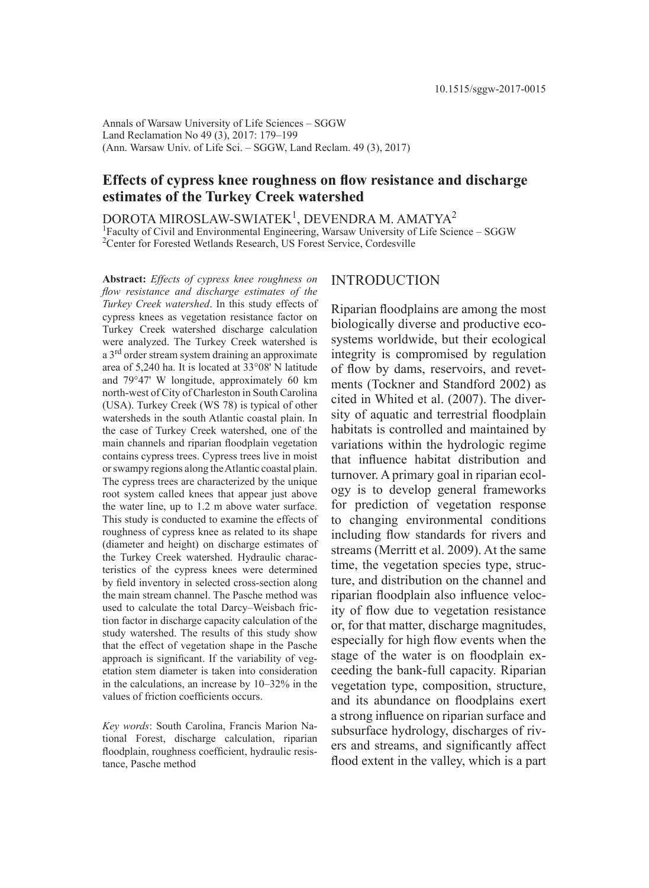10.1515/sggw-2017-0015

Annals of Warsaw University of Life Sciences – SGGW
Land Reclamation No 49 (3), 2017: 179–199
(Ann. Warsaw Univ. of Life Sci. – SGGW, Land Reclam. 49 (3), 2017)

# Effects of cypress knee roughness on flow resistance and discharge estimates of the Turkey Creek watershed

DOROTA MIROSLAW-SWIATEK[1], DEVENDRA M. AMATYA[2]

[1]Faculty of Civil and Environmental Engineering, Warsaw University of Life Science – SGGW
[2]Center for Forested Wetlands Research, US Forest Service, Cordesville

**Abstract:** *Effects of cypress knee roughness on flow resistance and discharge estimates of the Turkey Creek watershed*. In this study effects of cypress knees as vegetation resistance factor on Turkey Creek watershed discharge calculation were analyzed. The Turkey Creek watershed is a 3rd order stream system draining an approximate area of 5,240 ha. It is located at 33°08' N latitude and 79°47' W longitude, approximately 60 km north-west of City of Charleston in South Carolina (USA). Turkey Creek (WS 78) is typical of other watersheds in the south Atlantic coastal plain. In the case of Turkey Creek watershed, one of the main channels and riparian floodplain vegetation contains cypress trees. Cypress trees live in moist or swampy regions along the Atlantic coastal plain. The cypress trees are characterized by the unique root system called knees that appear just above the water line, up to 1.2 m above water surface. This study is conducted to examine the effects of roughness of cypress knee as related to its shape (diameter and height) on discharge estimates of the Turkey Creek watershed. Hydraulic characteristics of the cypress knees were determined by field inventory in selected cross-section along the main stream channel. The Pasche method was used to calculate the total Darcy–Weisbach friction factor in discharge capacity calculation of the study watershed. The results of this study show that the effect of vegetation shape in the Pasche approach is significant. If the variability of vegetation stem diameter is taken into consideration in the calculations, an increase by 10–32% in the values of friction coefficients occurs.

*Key words*: South Carolina, Francis Marion National Forest, discharge calculation, riparian floodplain, roughness coefficient, hydraulic resistance, Pasche method

## INTRODUCTION

Riparian floodplains are among the most biologically diverse and productive ecosystems worldwide, but their ecological integrity is compromised by regulation of flow by dams, reservoirs, and revetments (Tockner and Standford 2002) as cited in Whited et al. (2007). The diversity of aquatic and terrestrial floodplain habitats is controlled and maintained by variations within the hydrologic regime that influence habitat distribution and turnover. A primary goal in riparian ecology is to develop general frameworks for prediction of vegetation response to changing environmental conditions including flow standards for rivers and streams (Merritt et al. 2009). At the same time, the vegetation species type, structure, and distribution on the channel and riparian floodplain also influence velocity of flow due to vegetation resistance or, for that matter, discharge magnitudes, especially for high flow events when the stage of the water is on floodplain exceeding the bank-full capacity. Riparian vegetation type, composition, structure, and its abundance on floodplains exert a strong influence on riparian surface and subsurface hydrology, discharges of rivers and streams, and significantly affect flood extent in the valley, which is a part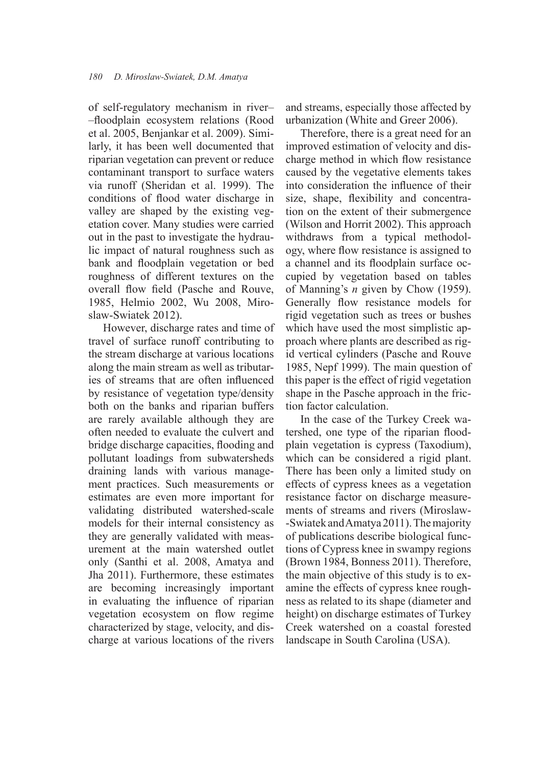of self-regulatory mechanism in river–floodplain ecosystem relations (Rood et al. 2005, Benjankar et al. 2009). Similarly, it has been well documented that riparian vegetation can prevent or reduce contaminant transport to surface waters via runoff (Sheridan et al. 1999). The conditions of flood water discharge in valley are shaped by the existing vegetation cover. Many studies were carried out in the past to investigate the hydraulic impact of natural roughness such as bank and floodplain vegetation or bed roughness of different textures on the overall flow field (Pasche and Rouve, 1985, Helmio 2002, Wu 2008, Miroslaw-Swiatek 2012).

However, discharge rates and time of travel of surface runoff contributing to the stream discharge at various locations along the main stream as well as tributaries of streams that are often influenced by resistance of vegetation type/density both on the banks and riparian buffers are rarely available although they are often needed to evaluate the culvert and bridge discharge capacities, flooding and pollutant loadings from subwatersheds draining lands with various management practices. Such measurements or estimates are even more important for validating distributed watershed-scale models for their internal consistency as they are generally validated with measurement at the main watershed outlet only (Santhi et al. 2008, Amatya and Jha 2011). Furthermore, these estimates are becoming increasingly important in evaluating the influence of riparian vegetation ecosystem on flow regime characterized by stage, velocity, and discharge at various locations of the rivers and streams, especially those affected by urbanization (White and Greer 2006).

Therefore, there is a great need for an improved estimation of velocity and discharge method in which flow resistance caused by the vegetative elements takes into consideration the influence of their size, shape, flexibility and concentration on the extent of their submergence (Wilson and Horrit 2002). This approach withdraws from a typical methodology, where flow resistance is assigned to a channel and its floodplain surface occupied by vegetation based on tables of Manning's *n* given by Chow (1959). Generally flow resistance models for rigid vegetation such as trees or bushes which have used the most simplistic approach where plants are described as rigid vertical cylinders (Pasche and Rouve 1985, Nepf 1999). The main question of this paper is the effect of rigid vegetation shape in the Pasche approach in the friction factor calculation.

In the case of the Turkey Creek watershed, one type of the riparian floodplain vegetation is cypress (Taxodium), which can be considered a rigid plant. There has been only a limited study on effects of cypress knees as a vegetation resistance factor on discharge measurements of streams and rivers (Miroslaw-Swiatek and Amatya 2011). The majority of publications describe biological functions of Cypress knee in swampy regions (Brown 1984, Bonness 2011). Therefore, the main objective of this study is to examine the effects of cypress knee roughness as related to its shape (diameter and height) on discharge estimates of Turkey Creek watershed on a coastal forested landscape in South Carolina (USA).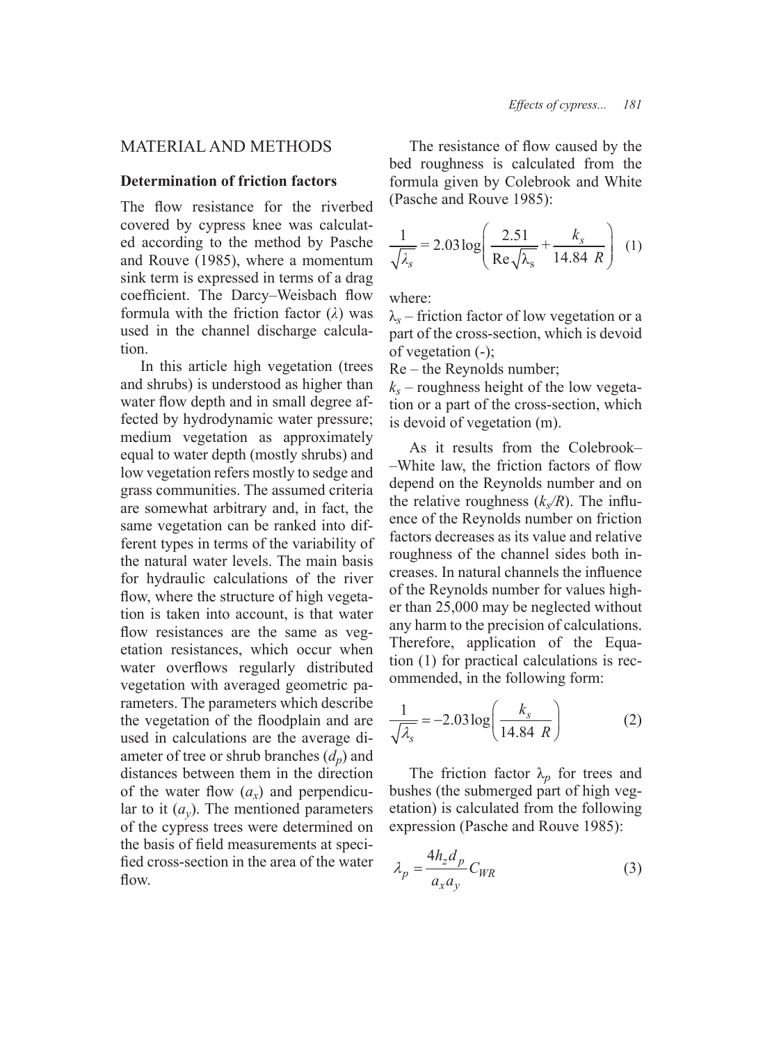## MATERIAL AND METHODS

### Determination of friction factors

The flow resistance for the riverbed covered by cypress knee was calculated according to the method by Pasche and Rouve (1985), where a momentum sink term is expressed in terms of a drag coefficient. The Darcy–Weisbach flow formula with the friction factor ($\lambda$) was used in the channel discharge calculation.

In this article high vegetation (trees and shrubs) is understood as higher than water flow depth and in small degree affected by hydrodynamic water pressure; medium vegetation as approximately equal to water depth (mostly shrubs) and low vegetation refers mostly to sedge and grass communities. The assumed criteria are somewhat arbitrary and, in fact, the same vegetation can be ranked into different types in terms of the variability of the natural water levels. The main basis for hydraulic calculations of the river flow, where the structure of high vegetation is taken into account, is that water flow resistances are the same as vegetation resistances, which occur when water overflows regularly distributed vegetation with averaged geometric parameters. The parameters which describe the vegetation of the floodplain and are used in calculations are the average diameter of tree or shrub branches ($d_p$) and distances between them in the direction of the water flow ($a_x$) and perpendicular to it ($a_y$). The mentioned parameters of the cypress trees were determined on the basis of field measurements at specified cross-section in the area of the water flow.

The resistance of flow caused by the bed roughness is calculated from the formula given by Colebrook and White (Pasche and Rouve 1985):

$$\frac{1}{\sqrt{\lambda_s}} = 2.03\log\left(\frac{2.51}{\mathrm{Re}\sqrt{\lambda_s}} + \frac{k_s}{14.84\ R}\right) \quad (1)$$

where:

$\lambda_s$ – friction factor of low vegetation or a part of the cross-section, which is devoid of vegetation (-);

Re – the Reynolds number;

$k_s$ – roughness height of the low vegetation or a part of the cross-section, which is devoid of vegetation (m).

As it results from the Colebrook–White law, the friction factors of flow depend on the Reynolds number and on the relative roughness ($k_s/R$). The influence of the Reynolds number on friction factors decreases as its value and relative roughness of the channel sides both increases. In natural channels the influence of the Reynolds number for values higher than 25,000 may be neglected without any harm to the precision of calculations. Therefore, application of the Equation (1) for practical calculations is recommended, in the following form:

$$\frac{1}{\sqrt{\lambda_s}} = -2.03\log\left(\frac{k_s}{14.84\ R}\right) \quad (2)$$

The friction factor $\lambda_p$ for trees and bushes (the submerged part of high vegetation) is calculated from the following expression (Pasche and Rouve 1985):

$$\lambda_p = \frac{4h_z d_p}{a_x a_y} C_{WR} \quad (3)$$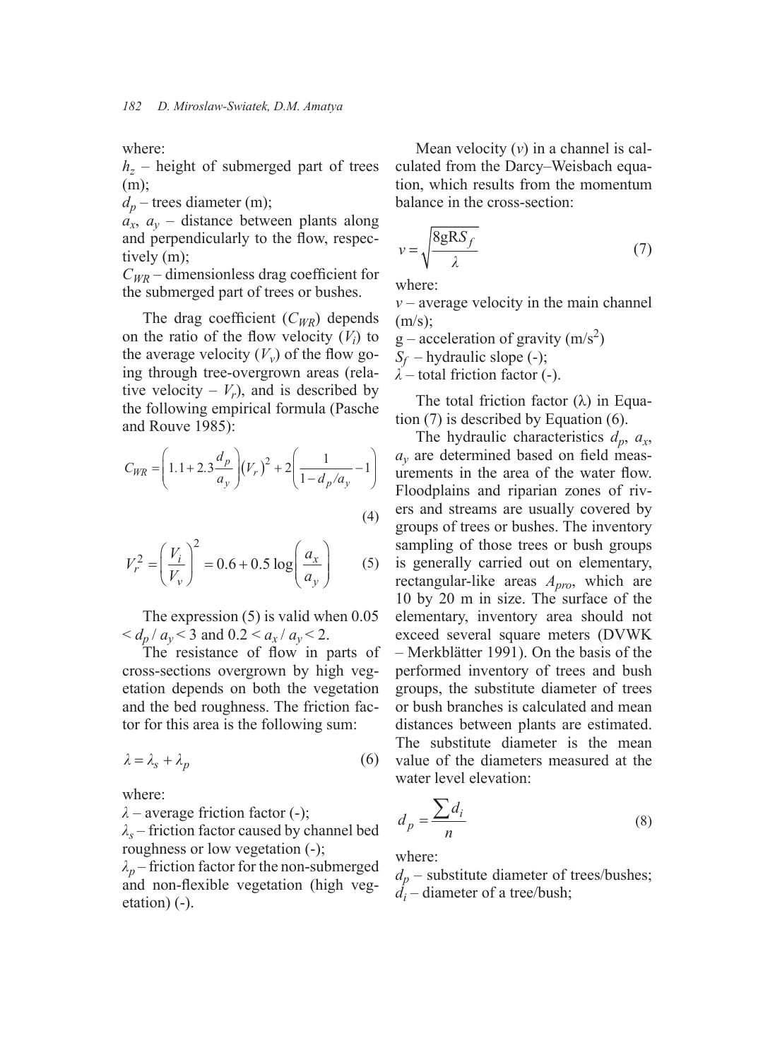where:
$h_z$ – height of submerged part of trees (m);
$d_p$ – trees diameter (m);
$a_x$, $a_y$ – distance between plants along and perpendicularly to the flow, respectively (m);
$C_{WR}$ – dimensionless drag coefficient for the submerged part of trees or bushes.

The drag coefficient ($C_{WR}$) depends on the ratio of the flow velocity ($V_i$) to the average velocity ($V_v$) of the flow going through tree-overgrown areas (relative velocity – $V_r$), and is described by the following empirical formula (Pasche and Rouve 1985):

$$C_{WR} = \left(1.1 + 2.3\frac{d_p}{a_y}\right)(V_r)^2 + 2\left(\frac{1}{1 - d_p/a_y} - 1\right) \tag{4}$$

$$V_r^2 = \left(\frac{V_i}{V_v}\right)^2 = 0.6 + 0.5\log\left(\frac{a_x}{a_y}\right) \tag{5}$$

The expression (5) is valid when $0.05 < d_p / a_y < 3$ and $0.2 < a_x / a_y < 2$.

The resistance of flow in parts of cross-sections overgrown by high vegetation depends on both the vegetation and the bed roughness. The friction factor for this area is the following sum:

$$\lambda = \lambda_s + \lambda_p \tag{6}$$

where:
$\lambda$ – average friction factor (-);
$\lambda_s$ – friction factor caused by channel bed roughness or low vegetation (-);
$\lambda_p$ – friction factor for the non-submerged and non-flexible vegetation (high vegetation) (-).

Mean velocity ($v$) in a channel is calculated from the Darcy–Weisbach equation, which results from the momentum balance in the cross-section:

$$v = \sqrt{\frac{8gRS_f}{\lambda}} \tag{7}$$

where:
$v$ – average velocity in the main channel (m/s);
g – acceleration of gravity (m/s$^2$)
$S_f$ – hydraulic slope (-);
$\lambda$ – total friction factor (-).

The total friction factor ($\lambda$) in Equation (7) is described by Equation (6).

The hydraulic characteristics $d_p$, $a_x$, $a_y$ are determined based on field measurements in the area of the water flow. Floodplains and riparian zones of rivers and streams are usually covered by groups of trees or bushes. The inventory sampling of those trees or bush groups is generally carried out on elementary, rectangular-like areas $A_{pro}$, which are 10 by 20 m in size. The surface of the elementary, inventory area should not exceed several square meters (DVWK – Merkblätter 1991). On the basis of the performed inventory of trees and bush groups, the substitute diameter of trees or bush branches is calculated and mean distances between plants are estimated. The substitute diameter is the mean value of the diameters measured at the water level elevation:

$$d_p = \frac{\sum d_i}{n} \tag{8}$$

where:
$d_p$ – substitute diameter of trees/bushes;
$d_i$ – diameter of a tree/bush;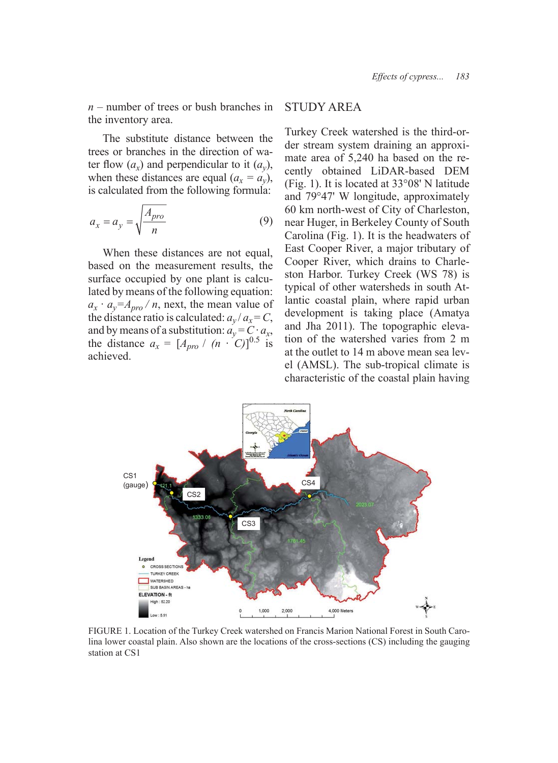$n$ – number of trees or bush branches in the inventory area.

The substitute distance between the trees or branches in the direction of water flow ($a_x$) and perpendicular to it ($a_y$), when these distances are equal ($a_x = a_y$), is calculated from the following formula:

$$a_x = a_y = \sqrt{\frac{A_{pro}}{n}} \tag{9}$$

When these distances are not equal, based on the measurement results, the surface occupied by one plant is calculated by means of the following equation: $a_x \cdot a_y = A_{pro} / n$, next, the mean value of the distance ratio is calculated: $a_y / a_x = C$, and by means of a substitution: $a_y = C \cdot a_x$, the distance $a_x = [A_{pro} / (n \cdot C)]^{0.5}$ is achieved.

## STUDY AREA

Turkey Creek watershed is the third-order stream system draining an approximate area of 5,240 ha based on the recently obtained LiDAR-based DEM (Fig. 1). It is located at 33°08' N latitude and 79°47' W longitude, approximately 60 km north-west of City of Charleston, near Huger, in Berkeley County of South Carolina (Fig. 1). It is the headwaters of East Cooper River, a major tributary of Cooper River, which drains to Charleston Harbor. Turkey Creek (WS 78) is typical of other watersheds in south Atlantic coastal plain, where rapid urban development is taking place (Amatya and Jha 2011). The topographic elevation of the watershed varies from 2 m at the outlet to 14 m above mean sea level (AMSL). The sub-tropical climate is characteristic of the coastal plain having

FIGURE 1. Location of the Turkey Creek watershed on Francis Marion National Forest in South Carolina lower coastal plain. Also shown are the locations of the cross-sections (CS) including the gauging station at CS1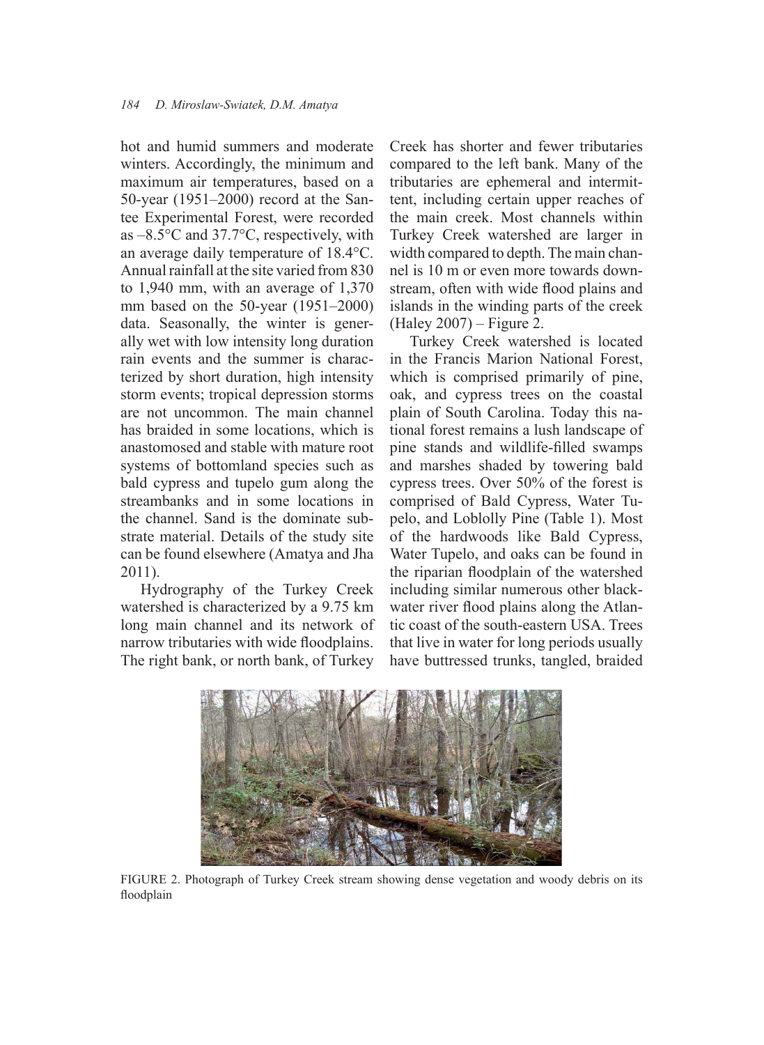hot and humid summers and moderate winters. Accordingly, the minimum and maximum air temperatures, based on a 50-year (1951–2000) record at the Santee Experimental Forest, were recorded as –8.5°C and 37.7°C, respectively, with an average daily temperature of 18.4°C. Annual rainfall at the site varied from 830 to 1,940 mm, with an average of 1,370 mm based on the 50-year (1951–2000) data. Seasonally, the winter is generally wet with low intensity long duration rain events and the summer is characterized by short duration, high intensity storm events; tropical depression storms are not uncommon. The main channel has braided in some locations, which is anastomosed and stable with mature root systems of bottomland species such as bald cypress and tupelo gum along the streambanks and in some locations in the channel. Sand is the dominate substrate material. Details of the study site can be found elsewhere (Amatya and Jha 2011).

Hydrography of the Turkey Creek watershed is characterized by a 9.75 km long main channel and its network of narrow tributaries with wide floodplains. The right bank, or north bank, of Turkey Creek has shorter and fewer tributaries compared to the left bank. Many of the tributaries are ephemeral and intermittent, including certain upper reaches of the main creek. Most channels within Turkey Creek watershed are larger in width compared to depth. The main channel is 10 m or even more towards downstream, often with wide flood plains and islands in the winding parts of the creek (Haley 2007) – Figure 2.

Turkey Creek watershed is located in the Francis Marion National Forest, which is comprised primarily of pine, oak, and cypress trees on the coastal plain of South Carolina. Today this national forest remains a lush landscape of pine stands and wildlife-filled swamps and marshes shaded by towering bald cypress trees. Over 50% of the forest is comprised of Bald Cypress, Water Tupelo, and Loblolly Pine (Table 1). Most of the hardwoods like Bald Cypress, Water Tupelo, and oaks can be found in the riparian floodplain of the watershed including similar numerous other blackwater river flood plains along the Atlantic coast of the south-eastern USA. Trees that live in water for long periods usually have buttressed trunks, tangled, braided

FIGURE 2. Photograph of Turkey Creek stream showing dense vegetation and woody debris on its floodplain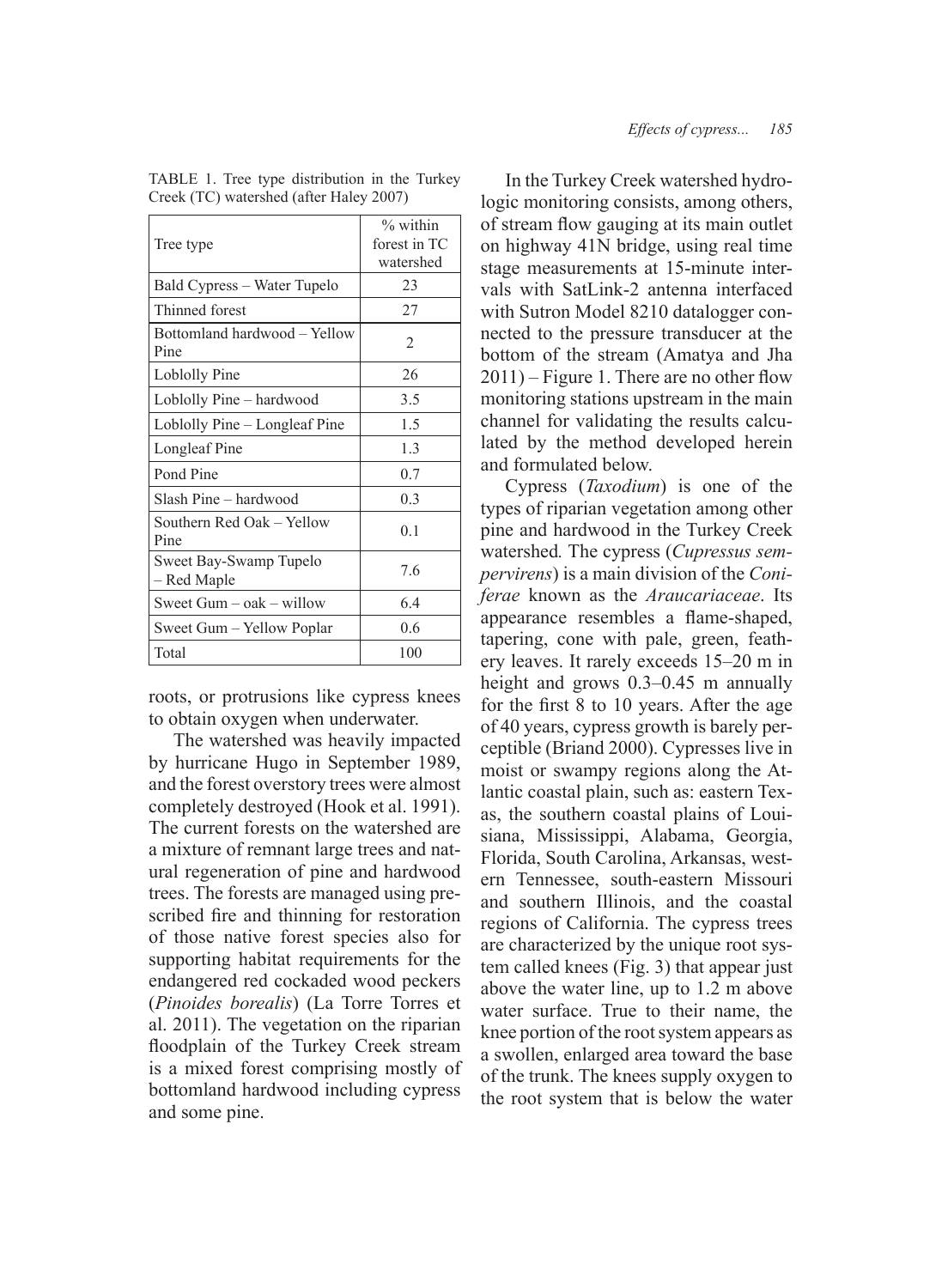TABLE 1. Tree type distribution in the Turkey Creek (TC) watershed (after Haley 2007)

| Tree type | % within forest in TC watershed |
|---|---|
| Bald Cypress – Water Tupelo | 23 |
| Thinned forest | 27 |
| Bottomland hardwood – Yellow Pine | 2 |
| Loblolly Pine | 26 |
| Loblolly Pine – hardwood | 3.5 |
| Loblolly Pine – Longleaf Pine | 1.5 |
| Longleaf Pine | 1.3 |
| Pond Pine | 0.7 |
| Slash Pine – hardwood | 0.3 |
| Southern Red Oak – Yellow Pine | 0.1 |
| Sweet Bay-Swamp Tupelo – Red Maple | 7.6 |
| Sweet Gum – oak – willow | 6.4 |
| Sweet Gum – Yellow Poplar | 0.6 |
| Total | 100 |

roots, or protrusions like cypress knees to obtain oxygen when underwater.

The watershed was heavily impacted by hurricane Hugo in September 1989, and the forest overstory trees were almost completely destroyed (Hook et al. 1991). The current forests on the watershed are a mixture of remnant large trees and natural regeneration of pine and hardwood trees. The forests are managed using prescribed fire and thinning for restoration of those native forest species also for supporting habitat requirements for the endangered red cockaded wood peckers (*Pinoides borealis*) (La Torre Torres et al. 2011). The vegetation on the riparian floodplain of the Turkey Creek stream is a mixed forest comprising mostly of bottomland hardwood including cypress and some pine.

In the Turkey Creek watershed hydrologic monitoring consists, among others, of stream flow gauging at its main outlet on highway 41N bridge, using real time stage measurements at 15-minute intervals with SatLink-2 antenna interfaced with Sutron Model 8210 datalogger connected to the pressure transducer at the bottom of the stream (Amatya and Jha 2011) – Figure 1. There are no other flow monitoring stations upstream in the main channel for validating the results calculated by the method developed herein and formulated below.

Cypress (*Taxodium*) is one of the types of riparian vegetation among other pine and hardwood in the Turkey Creek watershed*.* The cypress (*Cupressus sempervirens*) is a main division of the *Coniferae* known as the *Araucariaceae*. Its appearance resembles a flame-shaped, tapering, cone with pale, green, feathery leaves. It rarely exceeds 15–20 m in height and grows 0.3–0.45 m annually for the first 8 to 10 years. After the age of 40 years, cypress growth is barely perceptible (Briand 2000). Cypresses live in moist or swampy regions along the Atlantic coastal plain, such as: eastern Texas, the southern coastal plains of Louisiana, Mississippi, Alabama, Georgia, Florida, South Carolina, Arkansas, western Tennessee, south-eastern Missouri and southern Illinois, and the coastal regions of California. The cypress trees are characterized by the unique root system called knees (Fig. 3) that appear just above the water line, up to 1.2 m above water surface. True to their name, the knee portion of the root system appears as a swollen, enlarged area toward the base of the trunk. The knees supply oxygen to the root system that is below the water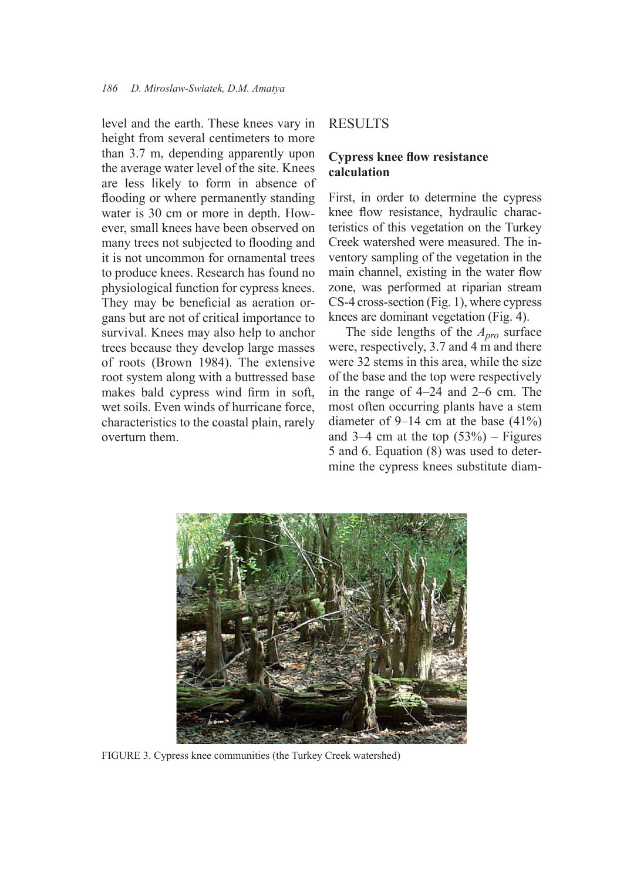level and the earth. These knees vary in height from several centimeters to more than 3.7 m, depending apparently upon the average water level of the site. Knees are less likely to form in absence of flooding or where permanently standing water is 30 cm or more in depth. However, small knees have been observed on many trees not subjected to flooding and it is not uncommon for ornamental trees to produce knees. Research has found no physiological function for cypress knees. They may be beneficial as aeration organs but are not of critical importance to survival. Knees may also help to anchor trees because they develop large masses of roots (Brown 1984). The extensive root system along with a buttressed base makes bald cypress wind firm in soft, wet soils. Even winds of hurricane force, characteristics to the coastal plain, rarely overturn them.

## RESULTS

### Cypress knee flow resistance calculation

First, in order to determine the cypress knee flow resistance, hydraulic characteristics of this vegetation on the Turkey Creek watershed were measured. The inventory sampling of the vegetation in the main channel, existing in the water flow zone, was performed at riparian stream CS-4 cross-section (Fig. 1), where cypress knees are dominant vegetation (Fig. 4).

The side lengths of the $A_{pro}$ surface were, respectively, 3.7 and 4 m and there were 32 stems in this area, while the size of the base and the top were respectively in the range of 4–24 and 2–6 cm. The most often occurring plants have a stem diameter of 9–14 cm at the base (41%) and 3–4 cm at the top (53%) – Figures 5 and 6. Equation (8) was used to determine the cypress knees substitute diam-

FIGURE 3. Cypress knee communities (the Turkey Creek watershed)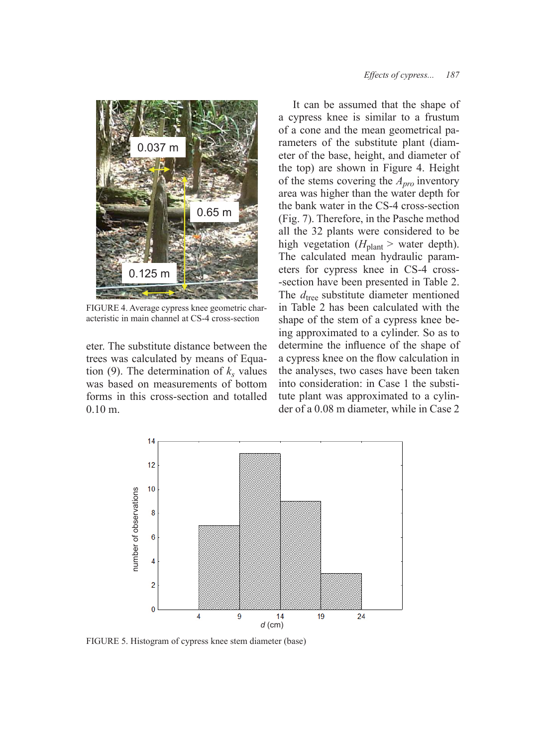FIGURE 4. Average cypress knee geometric characteristic in main channel at CS-4 cross-section

eter. The substitute distance between the trees was calculated by means of Equation (9). The determination of $k_s$ values was based on measurements of bottom forms in this cross-section and totalled 0.10 m.

It can be assumed that the shape of a cypress knee is similar to a frustum of a cone and the mean geometrical parameters of the substitute plant (diameter of the base, height, and diameter of the top) are shown in Figure 4. Height of the stems covering the $A_{pro}$ inventory area was higher than the water depth for the bank water in the CS-4 cross-section (Fig. 7). Therefore, in the Pasche method all the 32 plants were considered to be high vegetation ($H_{\text{plant}}$ > water depth). The calculated mean hydraulic parameters for cypress knee in CS-4 cross-section have been presented in Table 2. The $d_{\text{tree}}$ substitute diameter mentioned in Table 2 has been calculated with the shape of the stem of a cypress knee being approximated to a cylinder. So as to determine the influence of the shape of a cypress knee on the flow calculation in the analyses, two cases have been taken into consideration: in Case 1 the substitute plant was approximated to a cylinder of a 0.08 m diameter, while in Case 2

FIGURE 5. Histogram of cypress knee stem diameter (base)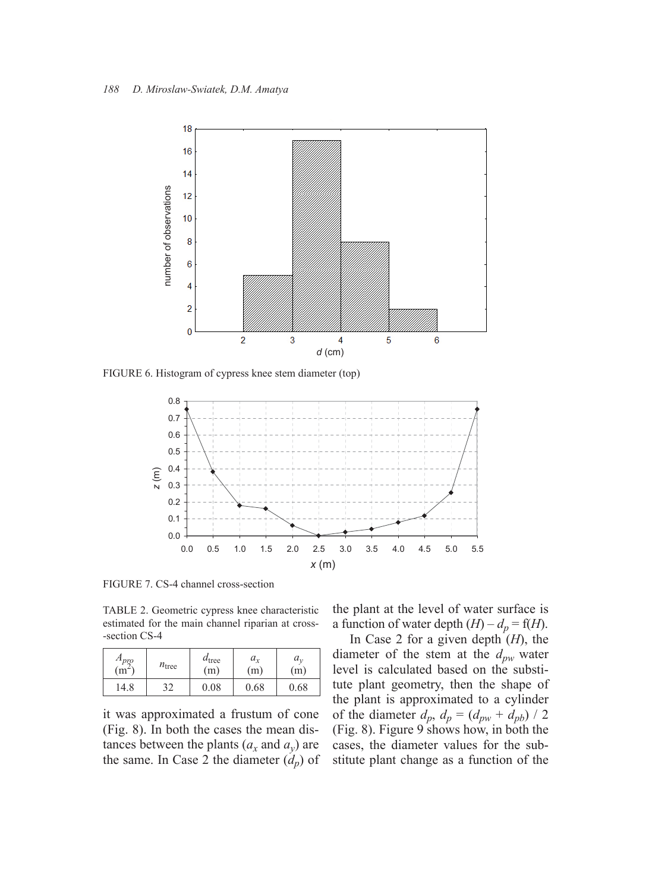FIGURE 6. Histogram of cypress knee stem diameter (top)

FIGURE 7. CS-4 channel cross-section

TABLE 2. Geometric cypress knee characteristic estimated for the main channel riparian at cross-section CS-4

| $A_{pro}$ (m$^2$) | $n_{\text{tree}}$ | $d_{\text{tree}}$ (m) | $a_x$ (m) | $a_y$ (m) |
|---|---|---|---|---|
| 14.8 | 32 | 0.08 | 0.68 | 0.68 |

it was approximated a frustum of cone (Fig. 8). In both the cases the mean distances between the plants ($a_x$ and $a_y$) are the same. In Case 2 the diameter ($d_p$) of the plant at the level of water surface is a function of water depth ($H$) – $d_p = \text{f}(H)$.

In Case 2 for a given depth ($H$), the diameter of the stem at the $d_{pw}$ water level is calculated based on the substitute plant geometry, then the shape of the plant is approximated to a cylinder of the diameter $d_p$, $d_p = (d_{pw} + d_{pb}) / 2$ (Fig. 8). Figure 9 shows how, in both the cases, the diameter values for the substitute plant change as a function of the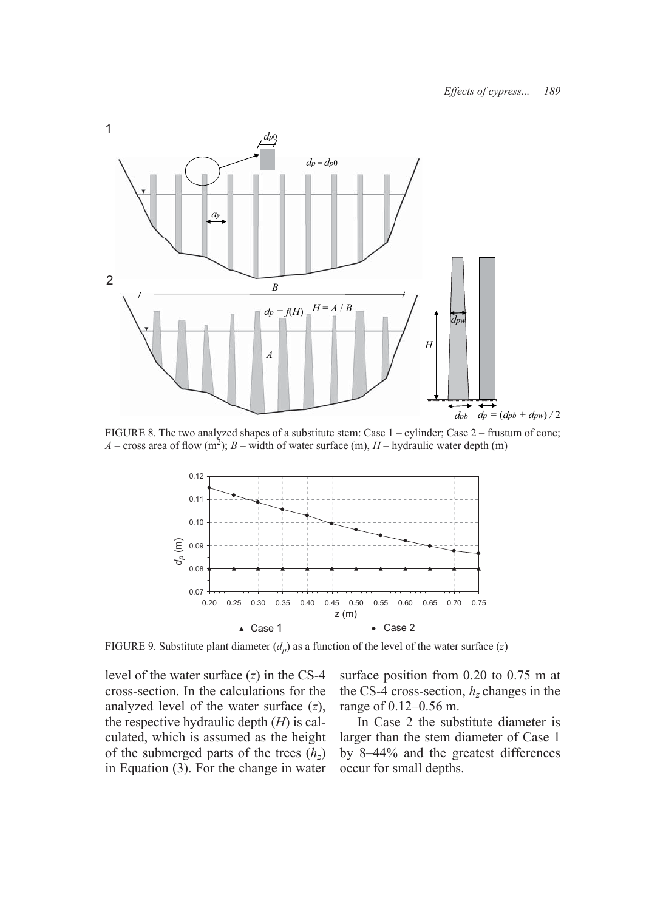FIGURE 8. The two analyzed shapes of a substitute stem: Case 1 – cylinder; Case 2 – frustum of cone; $A$ – cross area of flow (m$^2$); $B$ – width of water surface (m), $H$ – hydraulic water depth (m)

FIGURE 9. Substitute plant diameter ($d_p$) as a function of the level of the water surface ($z$)

level of the water surface ($z$) in the CS-4 cross-section. In the calculations for the analyzed level of the water surface ($z$), the respective hydraulic depth ($H$) is calculated, which is assumed as the height of the submerged parts of the trees ($h_z$) in Equation (3). For the change in water surface position from 0.20 to 0.75 m at the CS-4 cross-section, $h_z$ changes in the range of 0.12–0.56 m.

In Case 2 the substitute diameter is larger than the stem diameter of Case 1 by 8–44% and the greatest differences occur for small depths.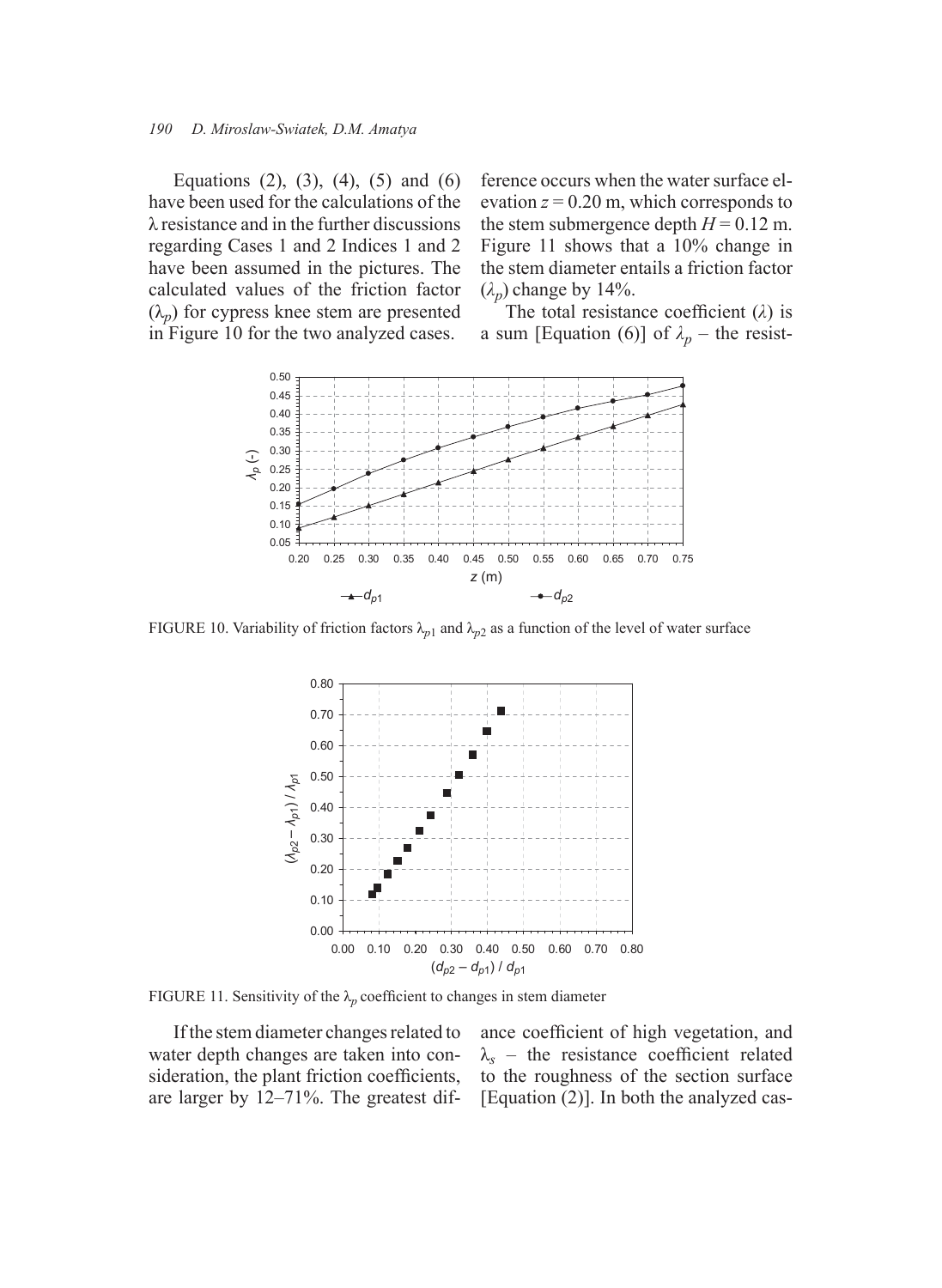Equations (2), (3), (4), (5) and (6) have been used for the calculations of the λ resistance and in the further discussions regarding Cases 1 and 2 Indices 1 and 2 have been assumed in the pictures. The calculated values of the friction factor ($\lambda_p$) for cypress knee stem are presented in Figure 10 for the two analyzed cases.

FIGURE 10. Variability of friction factors $\lambda_{p1}$ and $\lambda_{p2}$ as a function of the level of water surface

FIGURE 11. Sensitivity of the $\lambda_p$ coefficient to changes in stem diameter

If the stem diameter changes related to water depth changes are taken into consideration, the plant friction coefficients, are larger by 12–71%. The greatest difference occurs when the water surface elevation $z = 0.20$ m, which corresponds to the stem submergence depth $H = 0.12$ m. Figure 11 shows that a 10% change in the stem diameter entails a friction factor ($\lambda_p$) change by 14%.

The total resistance coefficient ($\lambda$) is a sum [Equation (6)] of $\lambda_p$ – the resistance coefficient of high vegetation, and $\lambda_s$ – the resistance coefficient related to the roughness of the section surface [Equation (2)]. In both the analyzed cas-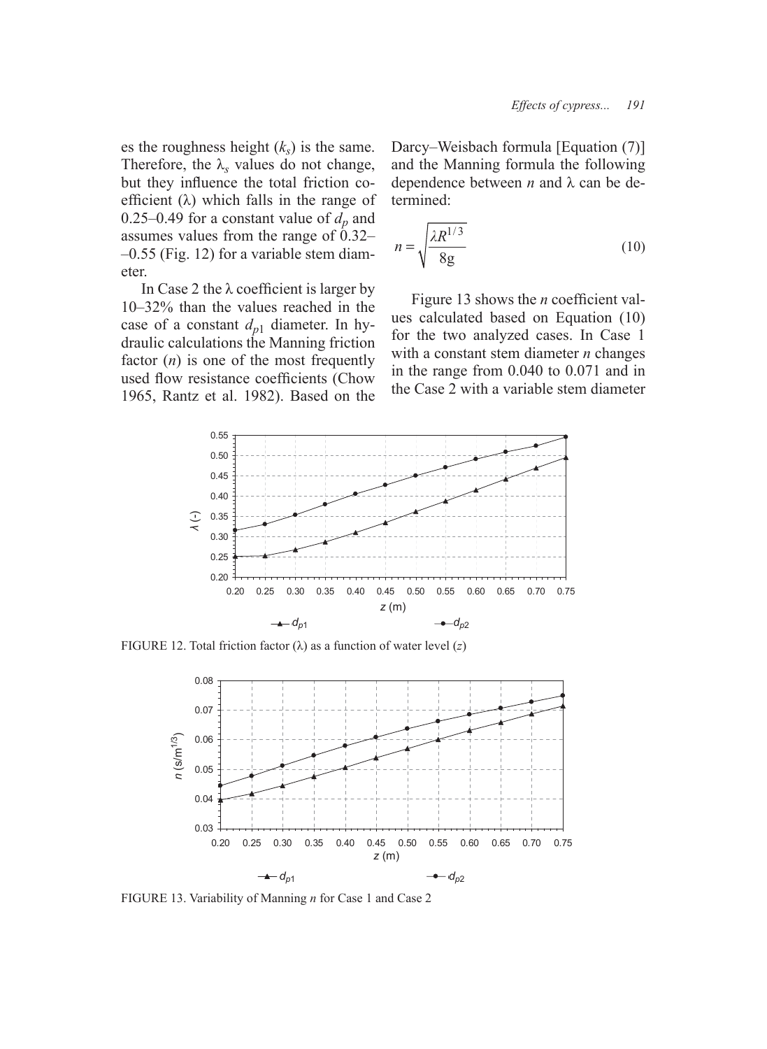es the roughness height ($k_s$) is the same. Therefore, the $\lambda_s$ values do not change, but they influence the total friction coefficient ($\lambda$) which falls in the range of 0.25–0.49 for a constant value of $d_p$ and assumes values from the range of 0.32–0.55 (Fig. 12) for a variable stem diameter.

In Case 2 the $\lambda$ coefficient is larger by 10–32% than the values reached in the case of a constant $d_{p1}$ diameter. In hydraulic calculations the Manning friction factor ($n$) is one of the most frequently used flow resistance coefficients (Chow 1965, Rantz et al. 1982). Based on the Darcy–Weisbach formula [Equation (7)] and the Manning formula the following dependence between $n$ and $\lambda$ can be determined:

$$n = \sqrt{\frac{\lambda R^{1/3}}{8g}} \tag{10}$$

Figure 13 shows the $n$ coefficient values calculated based on Equation (10) for the two analyzed cases. In Case 1 with a constant stem diameter $n$ changes in the range from 0.040 to 0.071 and in the Case 2 with a variable stem diameter

FIGURE 12. Total friction factor ($\lambda$) as a function of water level ($z$)

FIGURE 13. Variability of Manning $n$ for Case 1 and Case 2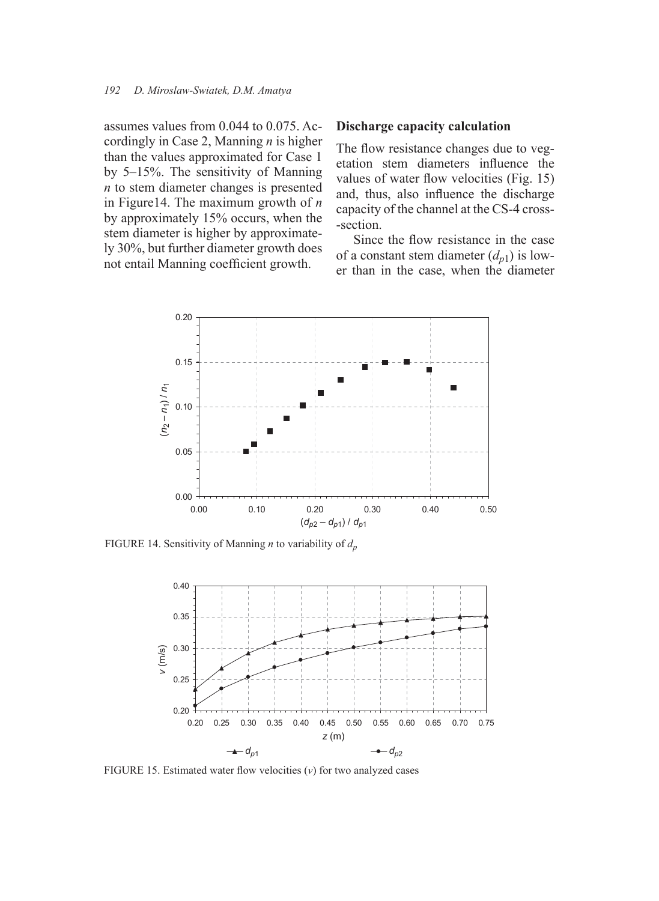assumes values from 0.044 to 0.075. Accordingly in Case 2, Manning *n* is higher than the values approximated for Case 1 by 5–15%. The sensitivity of Manning *n* to stem diameter changes is presented in Figure14. The maximum growth of *n* by approximately 15% occurs, when the stem diameter is higher by approximately 30%, but further diameter growth does not entail Manning coefficient growth.

## Discharge capacity calculation

The flow resistance changes due to vegetation stem diameters influence the values of water flow velocities (Fig. 15) and, thus, also influence the discharge capacity of the channel at the CS-4 cross-section.

Since the flow resistance in the case of a constant stem diameter ($d_{p1}$) is lower than in the case, when the diameter

FIGURE 14. Sensitivity of Manning *n* to variability of $d_p$

FIGURE 15. Estimated water flow velocities ($v$) for two analyzed cases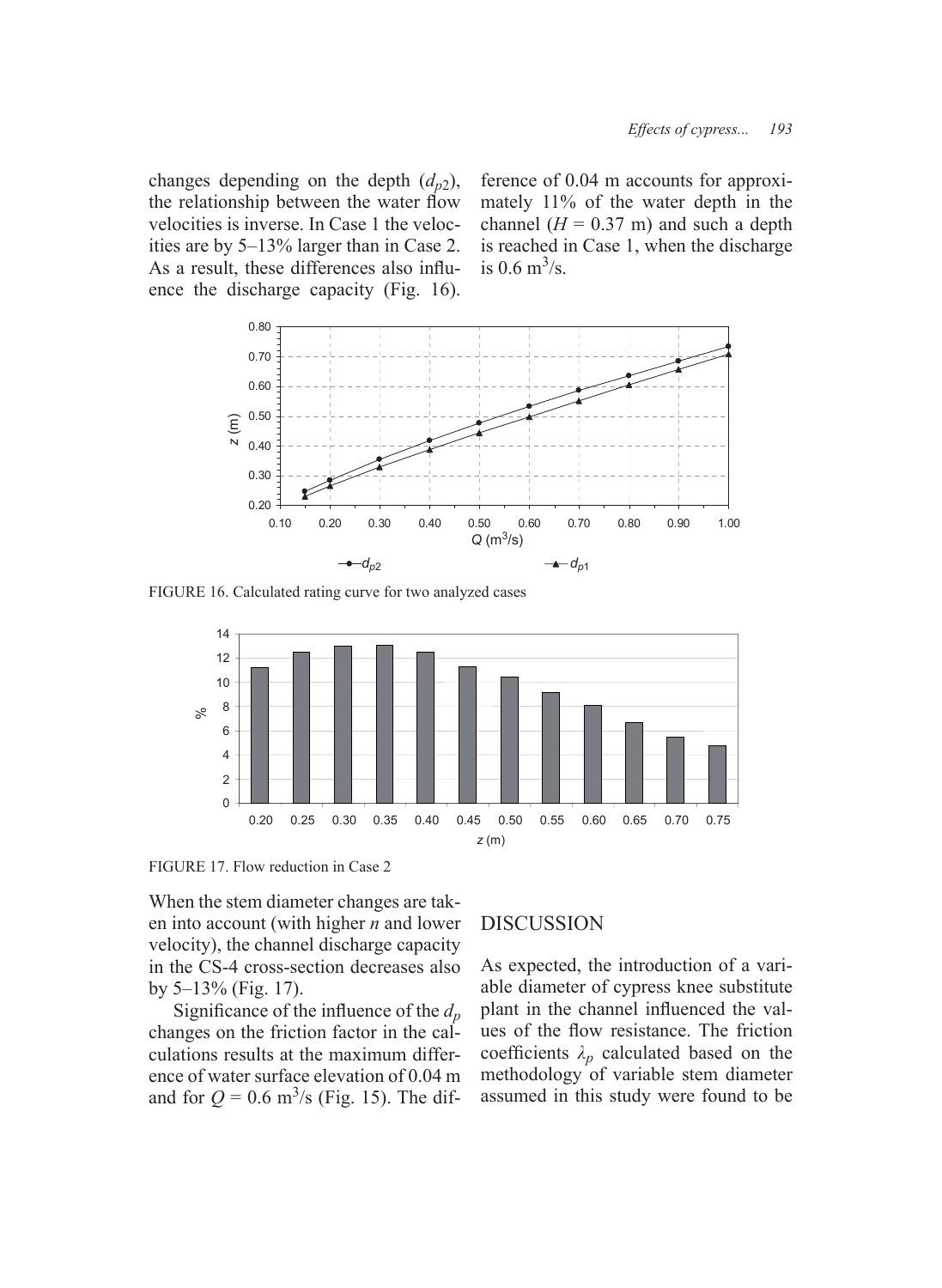changes depending on the depth ($d_{p2}$), the relationship between the water flow velocities is inverse. In Case 1 the velocities are by 5–13% larger than in Case 2. As a result, these differences also influence the discharge capacity (Fig. 16). The difference of 0.04 m accounts for approximately 11% of the water depth in the channel ($H$ = 0.37 m) and such a depth is reached in Case 1, when the discharge is 0.6 m$^3$/s.

FIGURE 16. Calculated rating curve for two analyzed cases

FIGURE 17. Flow reduction in Case 2

When the stem diameter changes are taken into account (with higher $n$ and lower velocity), the channel discharge capacity in the CS-4 cross-section decreases also by 5–13% (Fig. 17).

Significance of the influence of the $d_p$ changes on the friction factor in the calculations results at the maximum difference of water surface elevation of 0.04 m and for $Q$ = 0.6 m$^3$/s (Fig. 15).

## DISCUSSION

As expected, the introduction of a variable diameter of cypress knee substitute plant in the channel influenced the values of the flow resistance. The friction coefficients $\lambda_p$ calculated based on the methodology of variable stem diameter assumed in this study were found to be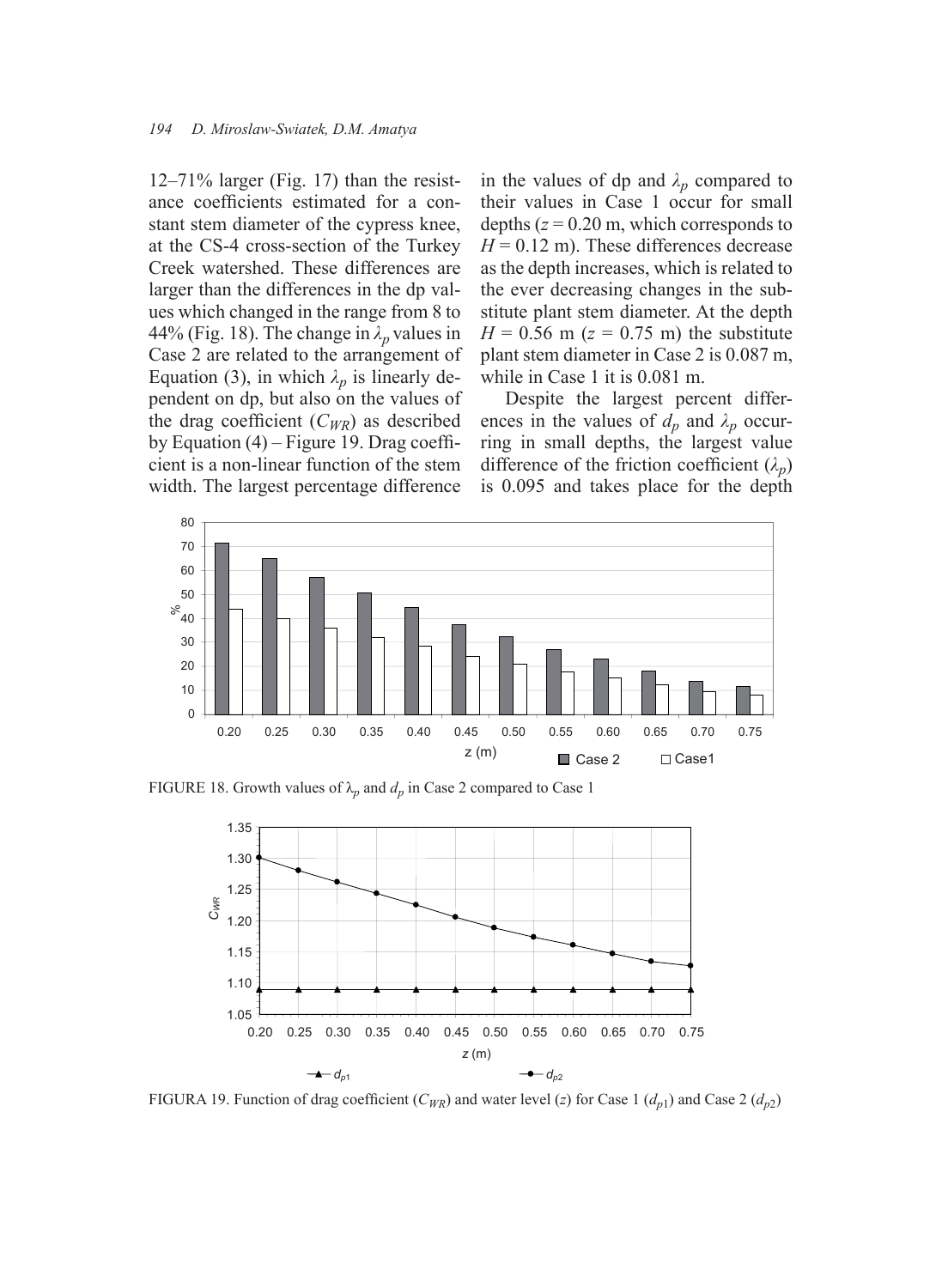12–71% larger (Fig. 17) than the resistance coefficients estimated for a constant stem diameter of the cypress knee, at the CS-4 cross-section of the Turkey Creek watershed. These differences are larger than the differences in the dp values which changed in the range from 8 to 44% (Fig. 18). The change in $\lambda_p$ values in Case 2 are related to the arrangement of Equation (3), in which $\lambda_p$ is linearly dependent on dp, but also on the values of the drag coefficient ($C_{WR}$) as described by Equation (4) – Figure 19. Drag coefficient is a non-linear function of the stem width. The largest percentage difference in the values of dp and $\lambda_p$ compared to their values in Case 1 occur for small depths ($z = 0.20$ m, which corresponds to $H = 0.12$ m). These differences decrease as the depth increases, which is related to the ever decreasing changes in the substitute plant stem diameter. At the depth $H = 0.56$ m ($z = 0.75$ m) the substitute plant stem diameter in Case 2 is 0.087 m, while in Case 1 it is 0.081 m.

Despite the largest percent differences in the values of $d_p$ and $\lambda_p$ occurring in small depths, the largest value difference of the friction coefficient ($\lambda_p$) is 0.095 and takes place for the depth

FIGURE 18. Growth values of $\lambda_p$ and $d_p$ in Case 2 compared to Case 1

FIGURA 19. Function of drag coefficient ($C_{WR}$) and water level ($z$) for Case 1 ($d_{p1}$) and Case 2 ($d_{p2}$)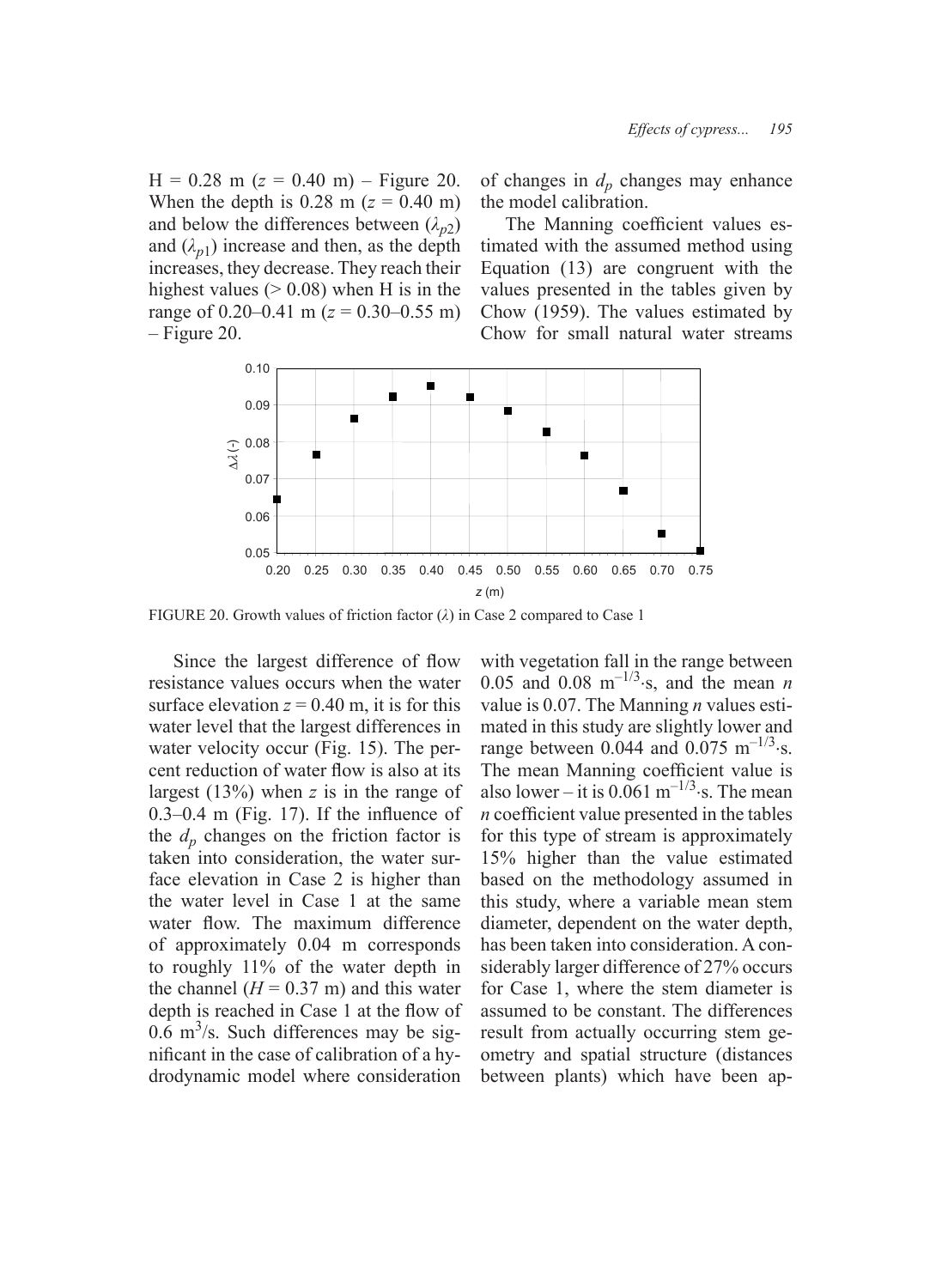H = 0.28 m ($z$ = 0.40 m) – Figure 20. When the depth is 0.28 m ($z$ = 0.40 m) and below the differences between ($\lambda_{p2}$) and ($\lambda_{p1}$) increase and then, as the depth increases, they decrease. They reach their highest values (> 0.08) when H is in the range of 0.20–0.41 m ($z$ = 0.30–0.55 m) – Figure 20.

FIGURE 20. Growth values of friction factor ($\lambda$) in Case 2 compared to Case 1

Since the largest difference of flow resistance values occurs when the water surface elevation $z$ = 0.40 m, it is for this water level that the largest differences in water velocity occur (Fig. 15). The percent reduction of water flow is also at its largest (13%) when $z$ is in the range of 0.3–0.4 m (Fig. 17). If the influence of the $d_p$ changes on the friction factor is taken into consideration, the water surface elevation in Case 2 is higher than the water level in Case 1 at the same water flow. The maximum difference of approximately 0.04 m corresponds to roughly 11% of the water depth in the channel ($H$ = 0.37 m) and this water depth is reached in Case 1 at the flow of 0.6 $m^3$/s. Such differences may be significant in the case of calibration of a hydrodynamic model where consideration of changes in $d_p$ changes may enhance the model calibration.

The Manning coefficient values estimated with the assumed method using Equation (13) are congruent with the values presented in the tables given by Chow (1959). The values estimated by Chow for small natural water streams with vegetation fall in the range between 0.05 and 0.08 $m^{-1/3}$·s, and the mean $n$ value is 0.07. The Manning $n$ values estimated in this study are slightly lower and range between 0.044 and 0.075 $m^{-1/3}$·s. The mean Manning coefficient value is also lower – it is 0.061 $m^{-1/3}$·s. The mean $n$ coefficient value presented in the tables for this type of stream is approximately 15% higher than the value estimated based on the methodology assumed in this study, where a variable mean stem diameter, dependent on the water depth, has been taken into consideration. A considerably larger difference of 27% occurs for Case 1, where the stem diameter is assumed to be constant. The differences result from actually occurring stem geometry and spatial structure (distances between plants) which have been ap-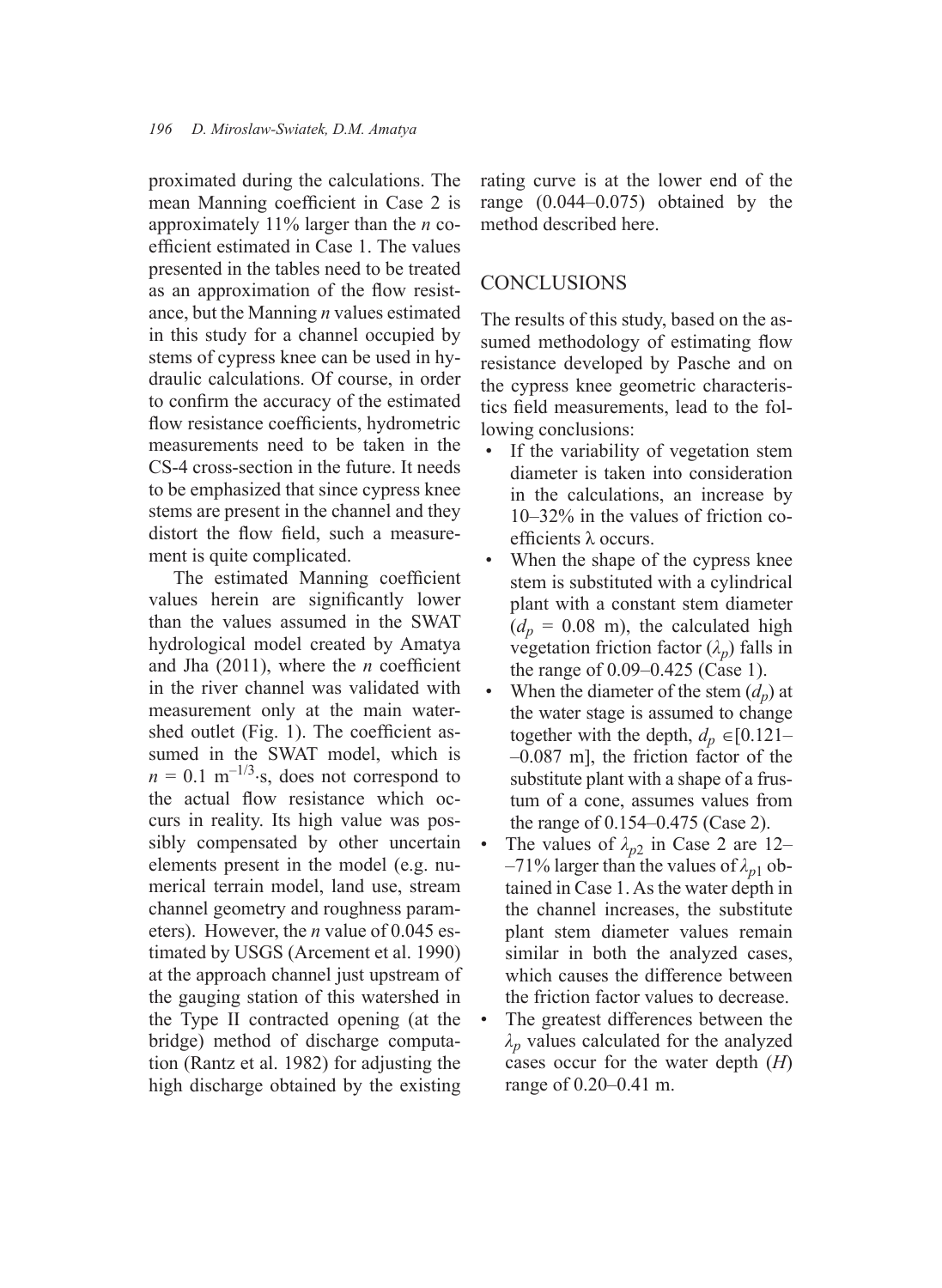proximated during the calculations. The mean Manning coefficient in Case 2 is approximately 11% larger than the *n* coefficient estimated in Case 1. The values presented in the tables need to be treated as an approximation of the flow resistance, but the Manning *n* values estimated in this study for a channel occupied by stems of cypress knee can be used in hydraulic calculations. Of course, in order to confirm the accuracy of the estimated flow resistance coefficients, hydrometric measurements need to be taken in the CS-4 cross-section in the future. It needs to be emphasized that since cypress knee stems are present in the channel and they distort the flow field, such a measurement is quite complicated.

The estimated Manning coefficient values herein are significantly lower than the values assumed in the SWAT hydrological model created by Amatya and Jha (2011), where the *n* coefficient in the river channel was validated with measurement only at the main watershed outlet (Fig. 1). The coefficient assumed in the SWAT model, which is $n = 0.1\ \mathrm{m^{-1/3} \cdot s}$, does not correspond to the actual flow resistance which occurs in reality. Its high value was possibly compensated by other uncertain elements present in the model (e.g. numerical terrain model, land use, stream channel geometry and roughness parameters). However, the *n* value of 0.045 estimated by USGS (Arcement et al. 1990) at the approach channel just upstream of the gauging station of this watershed in the Type II contracted opening (at the bridge) method of discharge computation (Rantz et al. 1982) for adjusting the high discharge obtained by the existing rating curve is at the lower end of the range (0.044–0.075) obtained by the method described here.

## CONCLUSIONS

The results of this study, based on the assumed methodology of estimating flow resistance developed by Pasche and on the cypress knee geometric characteristics field measurements, lead to the following conclusions:

- If the variability of vegetation stem diameter is taken into consideration in the calculations, an increase by 10–32% in the values of friction coefficients λ occurs.
- When the shape of the cypress knee stem is substituted with a cylindrical plant with a constant stem diameter ($d_p$ = 0.08 m), the calculated high vegetation friction factor ($\lambda_p$) falls in the range of 0.09–0.425 (Case 1).
- When the diameter of the stem ($d_p$) at the water stage is assumed to change together with the depth, $d_p \in$[0.121––0.087 m], the friction factor of the substitute plant with a shape of a frustum of a cone, assumes values from the range of 0.154–0.475 (Case 2).
- The values of $\lambda_{p2}$ in Case 2 are 12––71% larger than the values of $\lambda_{p1}$ obtained in Case 1. As the water depth in the channel increases, the substitute plant stem diameter values remain similar in both the analyzed cases, which causes the difference between the friction factor values to decrease.
- The greatest differences between the $\lambda_p$ values calculated for the analyzed cases occur for the water depth ($H$) range of 0.20–0.41 m.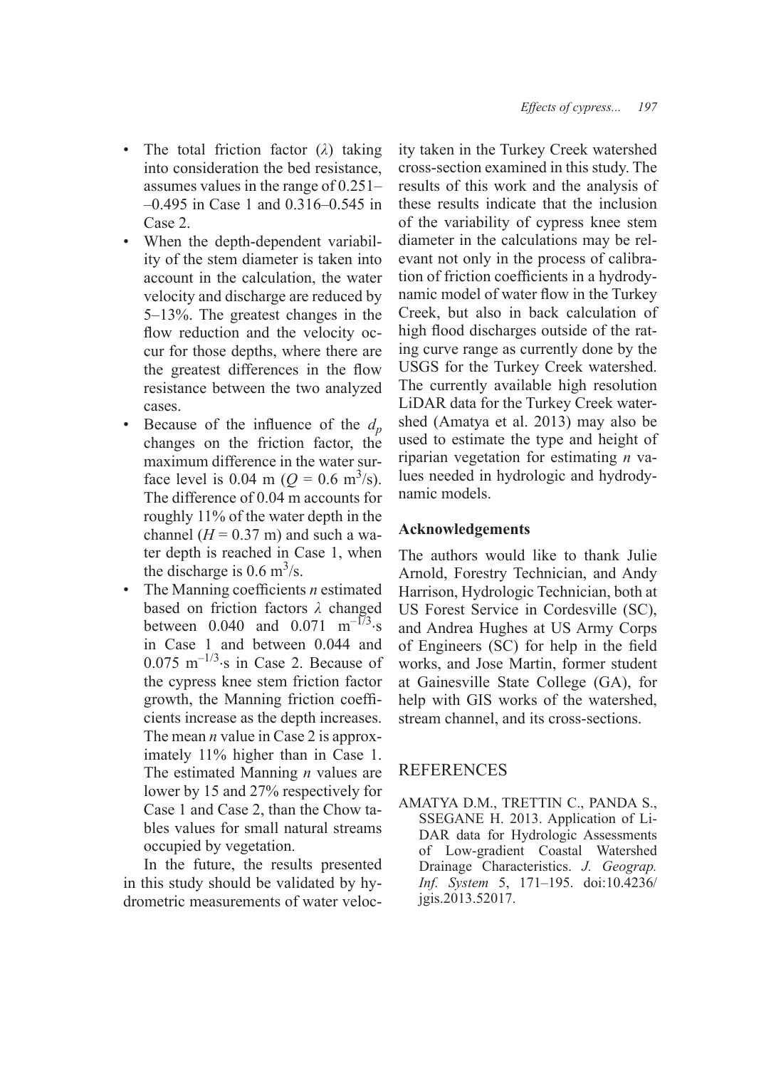- The total friction factor ($\lambda$) taking into consideration the bed resistance, assumes values in the range of 0.251–0.495 in Case 1 and 0.316–0.545 in Case 2.
- When the depth-dependent variability of the stem diameter is taken into account in the calculation, the water velocity and discharge are reduced by 5–13%. The greatest changes in the flow reduction and the velocity occur for those depths, where there are the greatest differences in the flow resistance between the two analyzed cases.
- Because of the influence of the $d_p$ changes on the friction factor, the maximum difference in the water surface level is 0.04 m ($Q$ = 0.6 $m^3/s$). The difference of 0.04 m accounts for roughly 11% of the water depth in the channel ($H$ = 0.37 m) and such a water depth is reached in Case 1, when the discharge is 0.6 $m^3/s$.
- The Manning coefficients $n$ estimated based on friction factors $\lambda$ changed between 0.040 and 0.071 $m^{-1/3} \cdot s$ in Case 1 and between 0.044 and 0.075 $m^{-1/3} \cdot s$ in Case 2. Because of the cypress knee stem friction factor growth, the Manning friction coefficients increase as the depth increases. The mean $n$ value in Case 2 is approximately 11% higher than in Case 1. The estimated Manning $n$ values are lower by 15 and 27% respectively for Case 1 and Case 2, than the Chow tables values for small natural streams occupied by vegetation.

In the future, the results presented in this study should be validated by hydrometric measurements of water velocity taken in the Turkey Creek watershed cross-section examined in this study. The results of this work and the analysis of these results indicate that the inclusion of the variability of cypress knee stem diameter in the calculations may be relevant not only in the process of calibration of friction coefficients in a hydrodynamic model of water flow in the Turkey Creek, but also in back calculation of high flood discharges outside of the rating curve range as currently done by the USGS for the Turkey Creek watershed. The currently available high resolution LiDAR data for the Turkey Creek watershed (Amatya et al. 2013) may also be used to estimate the type and height of riparian vegetation for estimating $n$ values needed in hydrologic and hydrodynamic models.

### Acknowledgements

The authors would like to thank Julie Arnold, Forestry Technician, and Andy Harrison, Hydrologic Technician, both at US Forest Service in Cordesville (SC), and Andrea Hughes at US Army Corps of Engineers (SC) for help in the field works, and Jose Martin, former student at Gainesville State College (GA), for help with GIS works of the watershed, stream channel, and its cross-sections.

## REFERENCES

AMATYA D.M., TRETTIN C., PANDA S., SSEGANE H. 2013. Application of LiDAR data for Hydrologic Assessments of Low-gradient Coastal Watershed Drainage Characteristics. *J. Geograp. Inf. System* 5, 171–195. doi:10.4236/jgis.2013.52017.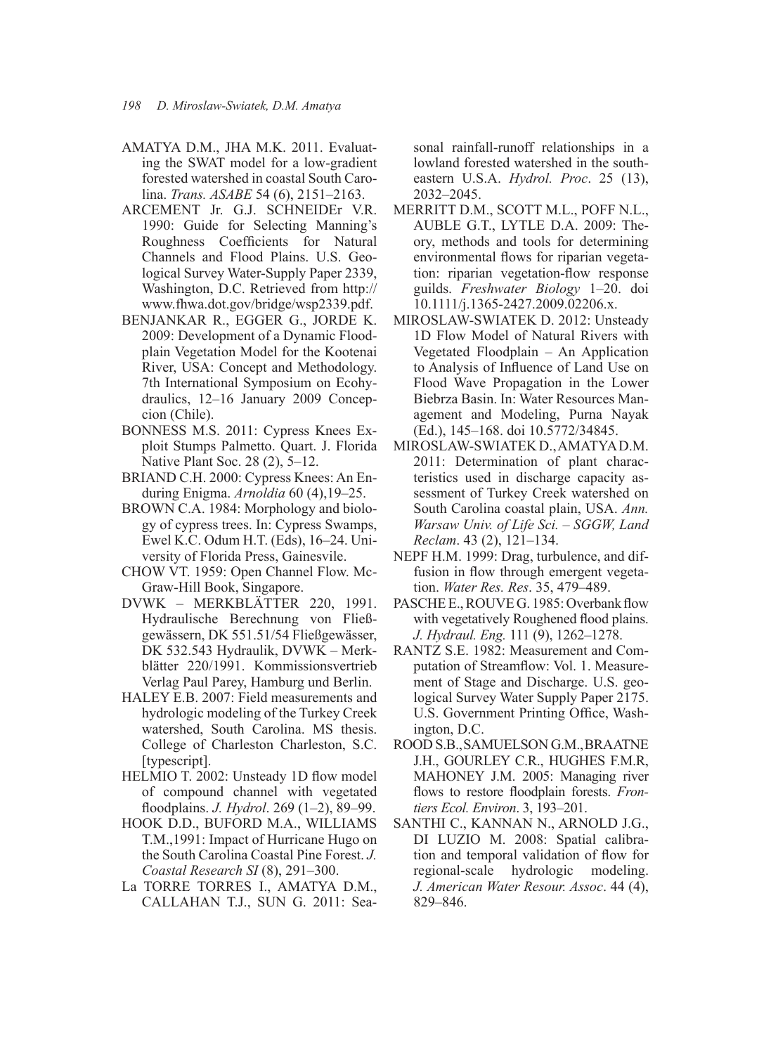AMATYA D.M., JHA M.K. 2011. Evaluating the SWAT model for a low-gradient forested watershed in coastal South Carolina. *Trans. ASABE* 54 (6), 2151–2163.

ARCEMENT Jr. G.J. SCHNEIDEr V.R. 1990: Guide for Selecting Manning's Roughness Coefficients for Natural Channels and Flood Plains. U.S. Geological Survey Water-Supply Paper 2339, Washington, D.C. Retrieved from http://www.fhwa.dot.gov/bridge/wsp2339.pdf.

BENJANKAR R., EGGER G., JORDE K. 2009: Development of a Dynamic Floodplain Vegetation Model for the Kootenai River, USA: Concept and Methodology. 7th International Symposium on Ecohydraulics, 12–16 January 2009 Concepcion (Chile).

BONNESS M.S. 2011: Cypress Knees Exploit Stumps Palmetto. Quart. J. Florida Native Plant Soc. 28 (2), 5–12.

BRIAND C.H. 2000: Cypress Knees: An Enduring Enigma. *Arnoldia* 60 (4),19–25.

BROWN C.A. 1984: Morphology and biology of cypress trees. In: Cypress Swamps, Ewel K.C. Odum H.T. (Eds), 16–24. University of Florida Press, Gainesvile.

CHOW VT. 1959: Open Channel Flow. McGraw-Hill Book, Singapore.

DVWK – MERKBLÄTTER 220, 1991. Hydraulische Berechnung von Fließgewässern, DK 551.51/54 Fließgewässer, DK 532.543 Hydraulik, DVWK – Merkblätter 220/1991. Kommissionsvertrieb Verlag Paul Parey, Hamburg und Berlin.

HALEY E.B. 2007: Field measurements and hydrologic modeling of the Turkey Creek watershed, South Carolina. MS thesis. College of Charleston Charleston, S.C. [typescript].

HELMIO T. 2002: Unsteady 1D flow model of compound channel with vegetated floodplains. *J. Hydrol*. 269 (1–2), 89–99.

HOOK D.D., BUFORD M.A., WILLIAMS T.M.,1991: Impact of Hurricane Hugo on the South Carolina Coastal Pine Forest. *J. Coastal Research SI* (8), 291–300.

La TORRE TORRES I., AMATYA D.M., CALLAHAN T.J., SUN G. 2011: Seasonal rainfall-runoff relationships in a lowland forested watershed in the southeastern U.S.A. *Hydrol. Proc*. 25 (13), 2032–2045.

MERRITT D.M., SCOTT M.L., POFF N.L., AUBLE G.T., LYTLE D.A. 2009: Theory, methods and tools for determining environmental flows for riparian vegetation: riparian vegetation-flow response guilds. *Freshwater Biology* 1–20. doi 10.1111/j.1365-2427.2009.02206.x.

MIROSLAW-SWIATEK D. 2012: Unsteady 1D Flow Model of Natural Rivers with Vegetated Floodplain – An Application to Analysis of Influence of Land Use on Flood Wave Propagation in the Lower Biebrza Basin. In: Water Resources Management and Modeling, Purna Nayak (Ed.), 145–168. doi 10.5772/34845.

MIROSLAW-SWIATEK D., AMATYA D.M. 2011: Determination of plant characteristics used in discharge capacity assessment of Turkey Creek watershed on South Carolina coastal plain, USA. *Ann. Warsaw Univ. of Life Sci. – SGGW, Land Reclam*. 43 (2), 121–134.

NEPF H.M. 1999: Drag, turbulence, and diffusion in flow through emergent vegetation. *Water Res. Res*. 35, 479–489.

PASCHE E., ROUVE G. 1985: Overbank flow with vegetatively Roughened flood plains. *J. Hydraul. Eng.* 111 (9), 1262–1278.

RANTZ S.E. 1982: Measurement and Computation of Streamflow: Vol. 1. Measurement of Stage and Discharge. U.S. geological Survey Water Supply Paper 2175. U.S. Government Printing Office, Washington, D.C.

ROOD S.B., SAMUELSON G.M., BRAATNE J.H., GOURLEY C.R., HUGHES F.M.R, MAHONEY J.M. 2005: Managing river flows to restore floodplain forests. *Frontiers Ecol. Environ*. 3, 193–201.

SANTHI C., KANNAN N., ARNOLD J.G., DI LUZIO M. 2008: Spatial calibration and temporal validation of flow for regional-scale hydrologic modeling. *J. American Water Resour. Assoc*. 44 (4), 829–846.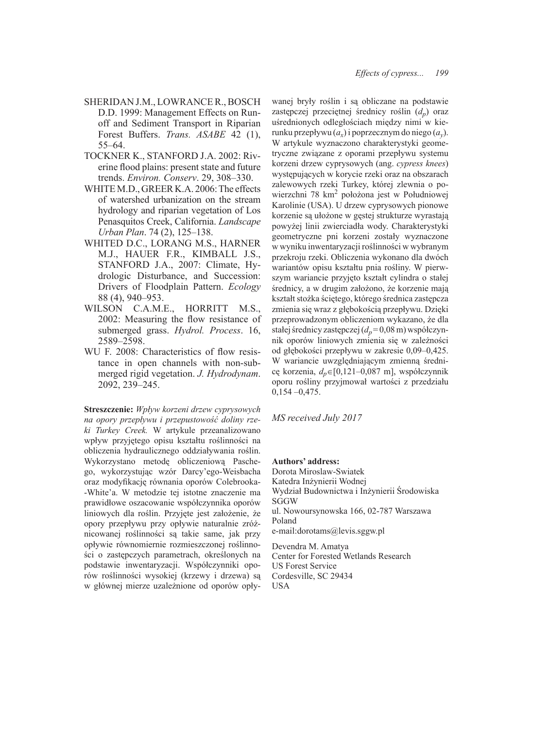SHERIDAN J.M., LOWRANCE R., BOSCH D.D. 1999: Management Effects on Runoff and Sediment Transport in Riparian Forest Buffers. *Trans. ASABE* 42 (1), 55–64.

TOCKNER K., STANFORD J.A. 2002: Riverine flood plains: present state and future trends. *Environ. Conserv*. 29, 308–330.

WHITE M.D., GREER K.A. 2006: The effects of watershed urbanization on the stream hydrology and riparian vegetation of Los Penasquitos Creek, California. *Landscape Urban Plan*. 74 (2), 125–138.

WHITED D.C., LORANG M.S., HARNER M.J., HAUER F.R., KIMBALL J.S., STANFORD J.A., 2007: Climate, Hydrologic Disturbance, and Succession: Drivers of Floodplain Pattern. *Ecology* 88 (4), 940–953.

WILSON C.A.M.E., HORRITT M.S., 2002: Measuring the flow resistance of submerged grass. *Hydrol. Process*. 16, 2589–2598.

WU F. 2008: Characteristics of flow resistance in open channels with non-submerged rigid vegetation. *J. Hydrodynam*. 2092, 239–245.

**Streszczenie:** *Wpływ korzeni drzew cyprysowych na opory przepływu i przepustowość doliny rzeki Turkey Creek.* W artykule przeanalizowano wpływ przyjętego opisu kształtu roślinności na obliczenia hydraulicznego oddziaływania roślin. Wykorzystano metodę obliczeniową Paschego, wykorzystując wzór Darcy'ego-Weisbacha oraz modyfikację równania oporów Colebrooka-White'a. W metodzie tej istotne znaczenie ma prawidłowe oszacowanie współczynnika oporów liniowych dla roślin. Przyjęte jest założenie, że opory przepływu przy opływie naturalnie zróżnicowanej roślinności są takie same, jak przy opływie równomiernie rozmieszczonej roślinności o zastępczych parametrach, określonych na podstawie inwentaryzacji. Współczynniki oporów roślinności wysokiej (krzewy i drzewa) są w głównej mierze uzależnione od oporów opływanej bryły roślin i są obliczane na podstawie zastępczej przeciętnej średnicy roślin ($d_p$) oraz uśrednionych odległościach między nimi w kierunku przepływu ($a_x$) i poprzecznym do niego ($a_y$). W artykule wyznaczono charakterystyki geometryczne związane z oporami przepływu systemu korzeni drzew cyprysowych (ang. *cypress knees*) występujących w korycie rzeki oraz na obszarach zalewowych rzeki Turkey, której zlewnia o powierzchni 78 km$^2$ położona jest w Południowej Karolinie (USA). U drzew cyprysowych pionowe korzenie są ułożone w gęstej strukturze wyrastają powyżej linii zwierciadła wody. Charakterystyki geometryczne pni korzeni zostały wyznaczone w wyniku inwentaryzacji roślinności w wybranym przekroju rzeki. Obliczenia wykonano dla dwóch wariantów opisu kształtu pnia rośliny. W pierwszym wariancie przyjęto kształt cylindra o stałej średnicy, a w drugim założono, że korzenie mają kształt stożka ściętego, którego średnica zastępcza zmienia się wraz z głębokością przepływu. Dzięki przeprowadzonym obliczeniom wykazano, że dla stałej średnicy zastępczej ($d_p = 0{,}08$ m) współczynnik oporów liniowych zmienia się w zależności od głębokości przepływu w zakresie 0,09–0,425. W wariancie uwzględniającym zmienną średnicę korzenia, $d_p \in [0{,}121–0{,}087$ m], współczynnik oporu rośliny przyjmował wartości z przedziału 0,154 –0,475.

*MS received July 2017*

**Authors' address:**
Dorota Miroslaw-Swiatek
Katedra Inżynierii Wodnej
Wydział Budownictwa i Inżynierii Środowiska
SGGW
ul. Nowoursynowska 166, 02-787 Warszawa
Poland
e-mail:dorotams@levis.sggw.pl

Devendra M. Amatya
Center for Forested Wetlands Research
US Forest Service
Cordesville, SC 29434
USA